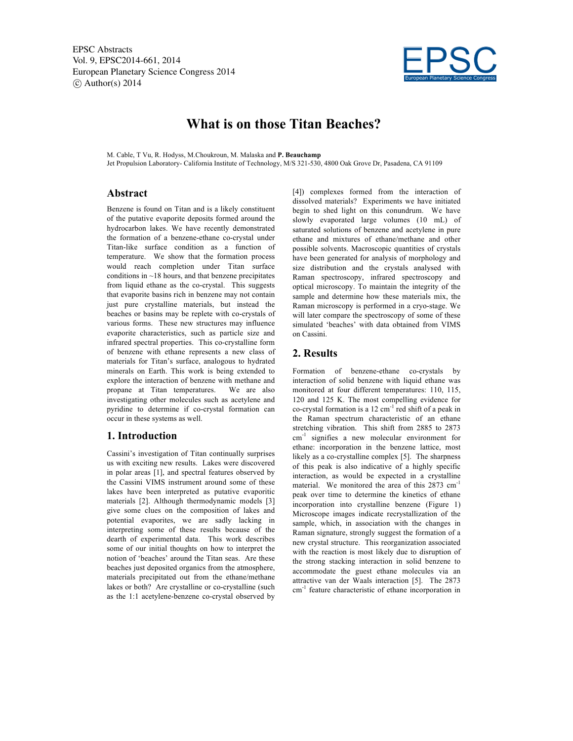# What is on those Titan Beaches?

M. Cable, T Vu, R. Hodyss, M.Choukroun, M. Malaska and **P. Beauchamp**
Jet Propulsion Laboratory- California Institute of Technology, M/S 321-530, 4800 Oak Grove Dr, Pasadena, CA 91109

## Abstract

Benzene is found on Titan and is a likely constituent of the putative evaporite deposits formed around the hydrocarbon lakes. We have recently demonstrated the formation of a benzene-ethane co-crystal under Titan-like surface condition as a function of temperature. We show that the formation process would reach completion under Titan surface conditions in ~18 hours, and that benzene precipitates from liquid ethane as the co-crystal. This suggests that evaporite basins rich in benzene may not contain just pure crystalline materials, but instead the beaches or basins may be replete with co-crystals of various forms. These new structures may influence evaporite characteristics, such as particle size and infrared spectral properties. This co-crystalline form of benzene with ethane represents a new class of materials for Titan's surface, analogous to hydrated minerals on Earth. This work is being extended to explore the interaction of benzene with methane and propane at Titan temperatures. We are also investigating other molecules such as acetylene and pyridine to determine if co-crystal formation can occur in these systems as well.

## 1. Introduction

Cassini's investigation of Titan continually surprises us with exciting new results. Lakes were discovered in polar areas [1], and spectral features observed by the Cassini VIMS instrument around some of these lakes have been interpreted as putative evaporitic materials [2]. Although thermodynamic models [3] give some clues on the composition of lakes and potential evaporites, we are sadly lacking in interpreting some of these results because of the dearth of experimental data. This work describes some of our initial thoughts on how to interpret the notion of 'beaches' around the Titan seas. Are these beaches just deposited organics from the atmosphere, materials precipitated out from the ethane/methane lakes or both? Are crystalline or co-crystalline (such as the 1:1 acetylene-benzene co-crystal observed by [4]) complexes formed from the interaction of dissolved materials? Experiments we have initiated begin to shed light on this conundrum. We have slowly evaporated large volumes (10 mL) of saturated solutions of benzene and acetylene in pure ethane and mixtures of ethane/methane and other possible solvents. Macroscopic quantities of crystals have been generated for analysis of morphology and size distribution and the crystals analysed with Raman spectroscopy, infrared spectroscopy and optical microscopy. To maintain the integrity of the sample and determine how these materials mix, the Raman microscopy is performed in a cryo-stage. We will later compare the spectroscopy of some of these simulated 'beaches' with data obtained from VIMS on Cassini.

## 2. Results

Formation of benzene-ethane co-crystals by interaction of solid benzene with liquid ethane was monitored at four different temperatures: 110, 115, 120 and 125 K. The most compelling evidence for co-crystal formation is a 12 $cm^{-1}$ red shift of a peak in the Raman spectrum characteristic of an ethane stretching vibration. This shift from 2885 to 2873 $cm^{-1}$ signifies a new molecular environment for ethane: incorporation in the benzene lattice, most likely as a co-crystalline complex [5]. The sharpness of this peak is also indicative of a highly specific interaction, as would be expected in a crystalline material. We monitored the area of this 2873 $cm^{-1}$ peak over time to determine the kinetics of ethane incorporation into crystalline benzene (Figure 1) Microscope images indicate recrystallization of the sample, which, in association with the changes in Raman signature, strongly suggest the formation of a new crystal structure. This reorganization associated with the reaction is most likely due to disruption of the strong stacking interaction in solid benzene to accommodate the guest ethane molecules via an attractive van der Waals interaction [5]. The 2873 $cm^{-1}$ feature characteristic of ethane incorporation in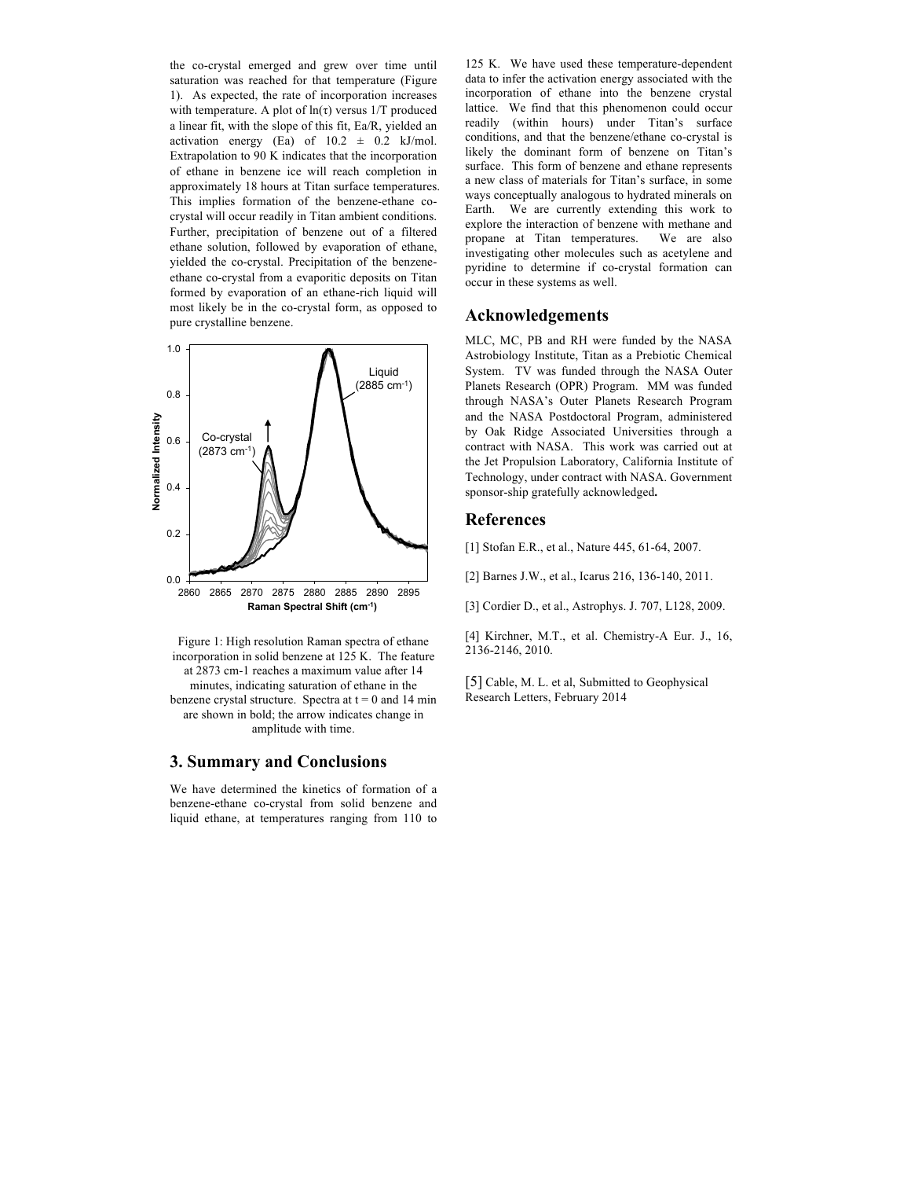the co-crystal emerged and grew over time until saturation was reached for that temperature (Figure 1). As expected, the rate of incorporation increases with temperature. A plot of ln(τ) versus 1/T produced a linear fit, with the slope of this fit, Ea/R, yielded an activation energy (Ea) of 10.2 ± 0.2 kJ/mol. Extrapolation to 90 K indicates that the incorporation of ethane in benzene ice will reach completion in approximately 18 hours at Titan surface temperatures. This implies formation of the benzene-ethane co-crystal will occur readily in Titan ambient conditions. Further, precipitation of benzene out of a filtered ethane solution, followed by evaporation of ethane, yielded the co-crystal. Precipitation of the benzene-ethane co-crystal from a evaporitic deposits on Titan formed by evaporation of an ethane-rich liquid will most likely be in the co-crystal form, as opposed to pure crystalline benzene.

Liquid (2885 cm$^{-1}$)

Co-crystal (2873 cm$^{-1}$)

Normalized Intensity

1.0

0.8

0.6

0.4

0.2

0.0

2860 2865 2870 2875 2880 2885 2890 2895

Raman Spectral Shift (cm$^{-1}$)

Figure 1: High resolution Raman spectra of ethane incorporation in solid benzene at 125 K. The feature at 2873 cm-1 reaches a maximum value after 14 minutes, indicating saturation of ethane in the benzene crystal structure. Spectra at t = 0 and 14 min are shown in bold; the arrow indicates change in amplitude with time.

## 3. Summary and Conclusions

We have determined the kinetics of formation of a benzene-ethane co-crystal from solid benzene and liquid ethane, at temperatures ranging from 110 to 125 K. We have used these temperature-dependent data to infer the activation energy associated with the incorporation of ethane into the benzene crystal lattice. We find that this phenomenon could occur readily (within hours) under Titan's surface conditions, and that the benzene/ethane co-crystal is likely the dominant form of benzene on Titan's surface. This form of benzene and ethane represents a new class of materials for Titan's surface, in some ways conceptually analogous to hydrated minerals on Earth. We are currently extending this work to explore the interaction of benzene with methane and propane at Titan temperatures. We are also investigating other molecules such as acetylene and pyridine to determine if co-crystal formation can occur in these systems as well.

## Acknowledgements

MLC, MC, PB and RH were funded by the NASA Astrobiology Institute, Titan as a Prebiotic Chemical System. TV was funded through the NASA Outer Planets Research (OPR) Program. MM was funded through NASA's Outer Planets Research Program and the NASA Postdoctoral Program, administered by Oak Ridge Associated Universities through a contract with NASA. This work was carried out at the Jet Propulsion Laboratory, California Institute of Technology, under contract with NASA. Government sponsor-ship gratefully acknowledged**.**

## References

[1] Stofan E.R., et al., Nature 445, 61-64, 2007.

[2] Barnes J.W., et al., Icarus 216, 136-140, 2011.

[3] Cordier D., et al., Astrophys. J. 707, L128, 2009.

[4] Kirchner, M.T., et al. Chemistry-A Eur. J., 16, 2136-2146, 2010.

[5] Cable, M. L. et al, Submitted to Geophysical Research Letters, February 2014